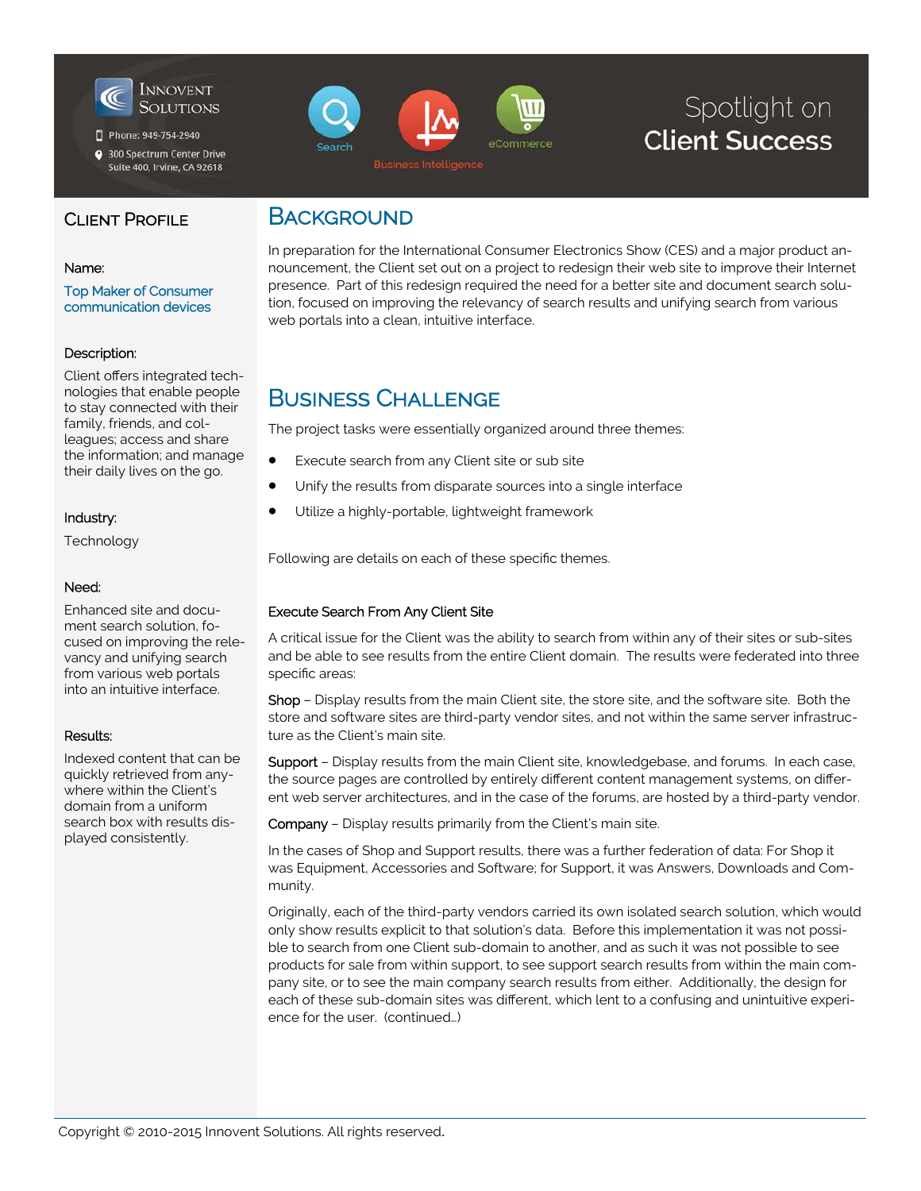Innovent Solutions

Phone: 949-754-2940

300 Spectrum Center Drive
Suite 400, Irvine, CA 92618

Search | Business Intelligence | eCommerce

# Spotlight on Client Success

## Client Profile

**Name:**

Top Maker of Consumer communication devices

**Description:**

Client offers integrated technologies that enable people to stay connected with their family, friends, and colleagues; access and share the information; and manage their daily lives on the go.

**Industry:**

Technology

**Need:**

Enhanced site and document search solution, focused on improving the relevancy and unifying search from various web portals into an intuitive interface.

**Results:**

Indexed content that can be quickly retrieved from anywhere within the Client's domain from a uniform search box with results displayed consistently.

## Background

In preparation for the International Consumer Electronics Show (CES) and a major product announcement, the Client set out on a project to redesign their web site to improve their Internet presence. Part of this redesign required the need for a better site and document search solution, focused on improving the relevancy of search results and unifying search from various web portals into a clean, intuitive interface.

## Business Challenge

The project tasks were essentially organized around three themes:

- Execute search from any Client site or sub site
- Unify the results from disparate sources into a single interface
- Utilize a highly-portable, lightweight framework

Following are details on each of these specific themes.

### Execute Search From Any Client Site

A critical issue for the Client was the ability to search from within any of their sites or sub-sites and be able to see results from the entire Client domain. The results were federated into three specific areas:

**Shop** – Display results from the main Client site, the store site, and the software site. Both the store and software sites are third-party vendor sites, and not within the same server infrastructure as the Client's main site.

**Support** – Display results from the main Client site, knowledgebase, and forums. In each case, the source pages are controlled by entirely different content management systems, on different web server architectures, and in the case of the forums, are hosted by a third-party vendor.

**Company** – Display results primarily from the Client's main site.

In the cases of Shop and Support results, there was a further federation of data: For Shop it was Equipment, Accessories and Software; for Support, it was Answers, Downloads and Community.

Originally, each of the third-party vendors carried its own isolated search solution, which would only show results explicit to that solution's data. Before this implementation it was not possible to search from one Client sub-domain to another, and as such it was not possible to see products for sale from within support, to see support search results from within the main company site, or to see the main company search results from either. Additionally, the design for each of these sub-domain sites was different, which lent to a confusing and unintuitive experience for the user. (continued…)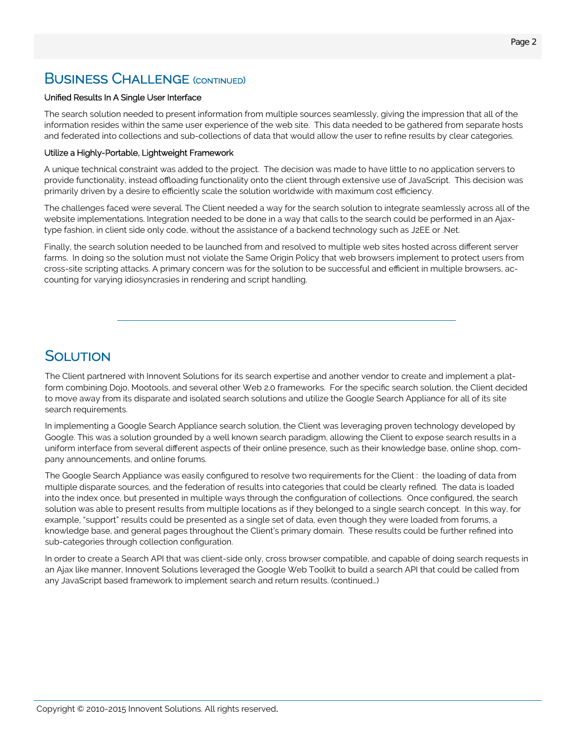## Business Challenge (continued)

### Unified Results In A Single User Interface

The search solution needed to present information from multiple sources seamlessly, giving the impression that all of the information resides within the same user experience of the web site. This data needed to be gathered from separate hosts and federated into collections and sub-collections of data that would allow the user to refine results by clear categories.

### Utilize a Highly-Portable, Lightweight Framework

A unique technical constraint was added to the project. The decision was made to have little to no application servers to provide functionality, instead offloading functionality onto the client through extensive use of JavaScript. This decision was primarily driven by a desire to efficiently scale the solution worldwide with maximum cost efficiency.

The challenges faced were several. The Client needed a way for the search solution to integrate seamlessly across all of the website implementations. Integration needed to be done in a way that calls to the search could be performed in an Ajax-type fashion, in client side only code, without the assistance of a backend technology such as J2EE or .Net.

Finally, the search solution needed to be launched from and resolved to multiple web sites hosted across different server farms. In doing so the solution must not violate the Same Origin Policy that web browsers implement to protect users from cross-site scripting attacks. A primary concern was for the solution to be successful and efficient in multiple browsers, accounting for varying idiosyncrasies in rendering and script handling.

---

## Solution

The Client partnered with Innovent Solutions for its search expertise and another vendor to create and implement a platform combining Dojo, Mootools, and several other Web 2.0 frameworks. For the specific search solution, the Client decided to move away from its disparate and isolated search solutions and utilize the Google Search Appliance for all of its site search requirements.

In implementing a Google Search Appliance search solution, the Client was leveraging proven technology developed by Google. This was a solution grounded by a well known search paradigm, allowing the Client to expose search results in a uniform interface from several different aspects of their online presence, such as their knowledge base, online shop, company announcements, and online forums.

The Google Search Appliance was easily configured to resolve two requirements for the Client : the loading of data from multiple disparate sources, and the federation of results into categories that could be clearly refined. The data is loaded into the index once, but presented in multiple ways through the configuration of collections. Once configured, the search solution was able to present results from multiple locations as if they belonged to a single search concept. In this way, for example, "support" results could be presented as a single set of data, even though they were loaded from forums, a knowledge base, and general pages throughout the Client's primary domain. These results could be further refined into sub-categories through collection configuration.

In order to create a Search API that was client-side only, cross browser compatible, and capable of doing search requests in an Ajax like manner, Innovent Solutions leveraged the Google Web Toolkit to build a search API that could be called from any JavaScript based framework to implement search and return results. (continued…)

Copyright © 2010-2015 Innovent Solutions. All rights reserved.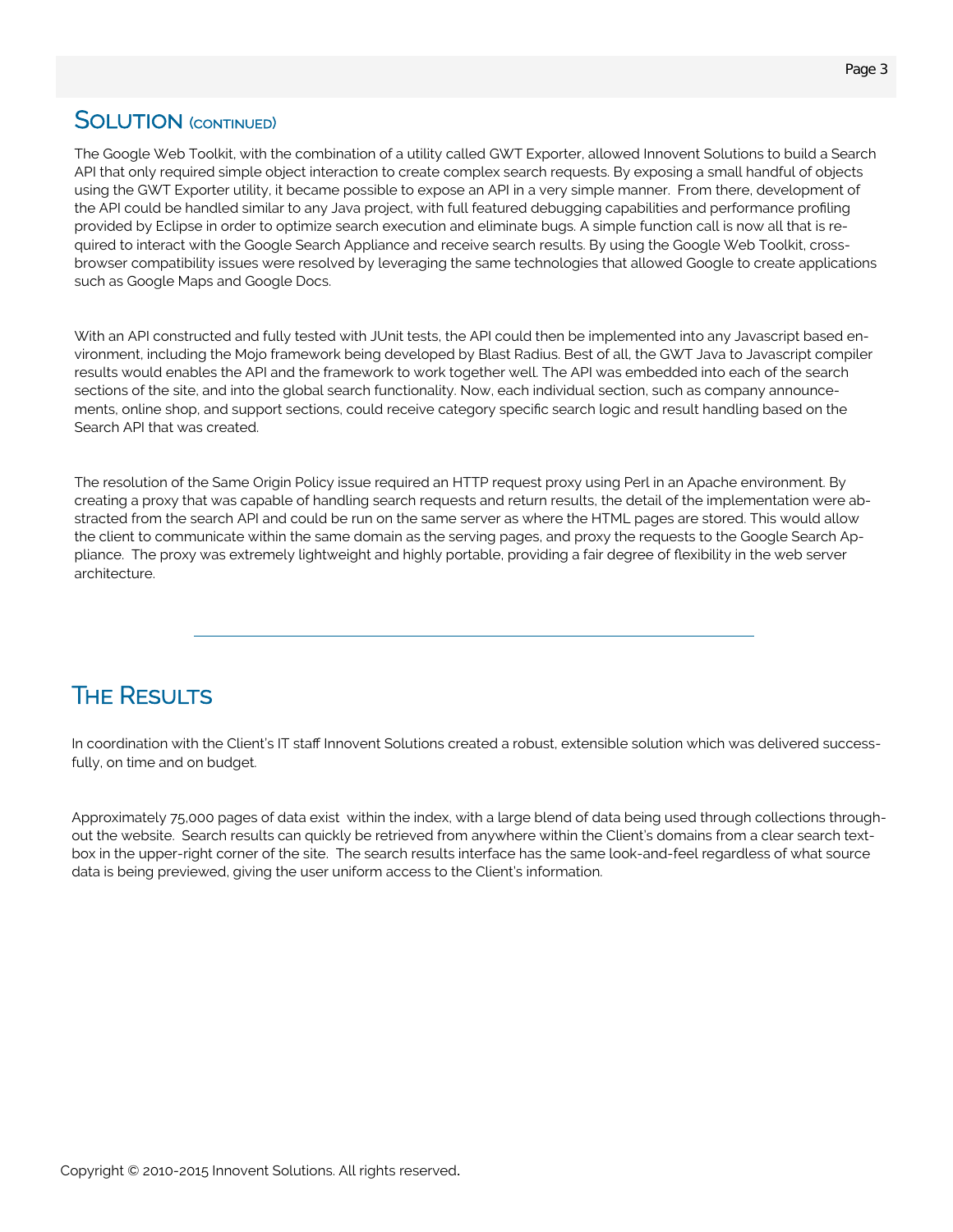## Solution (continued)

The Google Web Toolkit, with the combination of a utility called GWT Exporter, allowed Innovent Solutions to build a Search API that only required simple object interaction to create complex search requests. By exposing a small handful of objects using the GWT Exporter utility, it became possible to expose an API in a very simple manner. From there, development of the API could be handled similar to any Java project, with full featured debugging capabilities and performance profiling provided by Eclipse in order to optimize search execution and eliminate bugs. A simple function call is now all that is required to interact with the Google Search Appliance and receive search results. By using the Google Web Toolkit, cross-browser compatibility issues were resolved by leveraging the same technologies that allowed Google to create applications such as Google Maps and Google Docs.

With an API constructed and fully tested with JUnit tests, the API could then be implemented into any Javascript based environment, including the Mojo framework being developed by Blast Radius. Best of all, the GWT Java to Javascript compiler results would enables the API and the framework to work together well. The API was embedded into each of the search sections of the site, and into the global search functionality. Now, each individual section, such as company announcements, online shop, and support sections, could receive category specific search logic and result handling based on the Search API that was created.

The resolution of the Same Origin Policy issue required an HTTP request proxy using Perl in an Apache environment. By creating a proxy that was capable of handling search requests and return results, the detail of the implementation were abstracted from the search API and could be run on the same server as where the HTML pages are stored. This would allow the client to communicate within the same domain as the serving pages, and proxy the requests to the Google Search Appliance. The proxy was extremely lightweight and highly portable, providing a fair degree of flexibility in the web server architecture.

---

## The Results

In coordination with the Client's IT staff Innovent Solutions created a robust, extensible solution which was delivered successfully, on time and on budget.

Approximately 75,000 pages of data exist within the index, with a large blend of data being used through collections throughout the website. Search results can quickly be retrieved from anywhere within the Client's domains from a clear search textbox in the upper-right corner of the site. The search results interface has the same look-and-feel regardless of what source data is being previewed, giving the user uniform access to the Client's information.

Copyright © 2010-2015 Innovent Solutions. All rights reserved.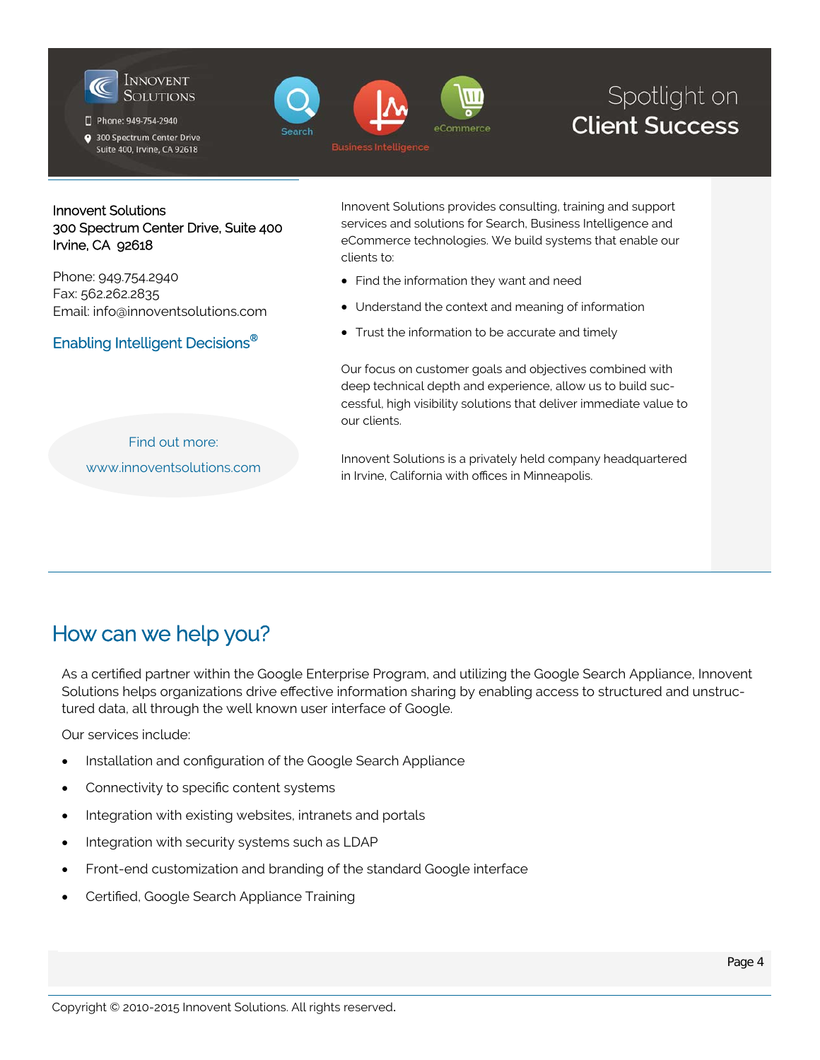Innovent Solutions

Phone: 949-754-2940

300 Spectrum Center Drive
Suite 400, Irvine, CA 92618

Search

Business Intelligence

eCommerce

Spotlight on
**Client Success**

Innovent Solutions
300 Spectrum Center Drive, Suite 400
Irvine, CA 92618

Phone: 949.754.2940
Fax: 562.262.2835
Email: info@innoventsolutions.com

Enabling Intelligent Decisions®

Find out more:
www.innoventsolutions.com

Innovent Solutions provides consulting, training and support services and solutions for Search, Business Intelligence and eCommerce technologies. We build systems that enable our clients to:

- Find the information they want and need
- Understand the context and meaning of information
- Trust the information to be accurate and timely

Our focus on customer goals and objectives combined with deep technical depth and experience, allow us to build successful, high visibility solutions that deliver immediate value to our clients.

Innovent Solutions is a privately held company headquartered in Irvine, California with offices in Minneapolis.

## How can we help you?

As a certified partner within the Google Enterprise Program, and utilizing the Google Search Appliance, Innovent Solutions helps organizations drive effective information sharing by enabling access to structured and unstructured data, all through the well known user interface of Google.

Our services include:

- Installation and configuration of the Google Search Appliance
- Connectivity to specific content systems
- Integration with existing websites, intranets and portals
- Integration with security systems such as LDAP
- Front-end customization and branding of the standard Google interface
- Certified, Google Search Appliance Training

Copyright © 2010-2015 Innovent Solutions. All rights reserved.